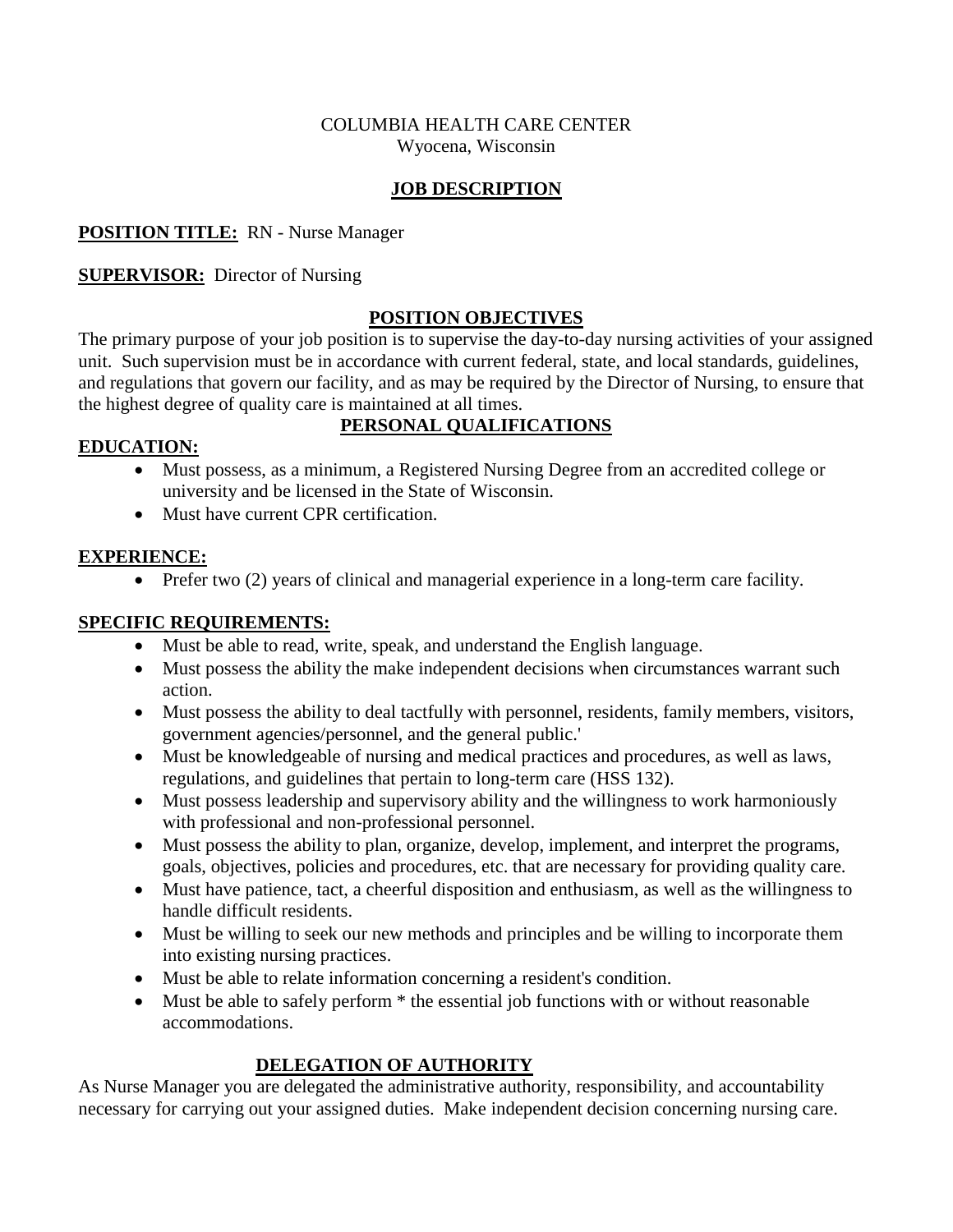COLUMBIA HEALTH CARE CENTER
Wyocena, Wisconsin

## JOB DESCRIPTION

**POSITION TITLE:** RN - Nurse Manager

**SUPERVISOR:** Director of Nursing

### POSITION OBJECTIVES

The primary purpose of your job position is to supervise the day-to-day nursing activities of your assigned unit. Such supervision must be in accordance with current federal, state, and local standards, guidelines, and regulations that govern our facility, and as may be required by the Director of Nursing, to ensure that the highest degree of quality care is maintained at all times.

### PERSONAL QUALIFICATIONS

**EDUCATION:**

- Must possess, as a minimum, a Registered Nursing Degree from an accredited college or university and be licensed in the State of Wisconsin.
- Must have current CPR certification.

**EXPERIENCE:**

- Prefer two (2) years of clinical and managerial experience in a long-term care facility.

**SPECIFIC REQUIREMENTS:**

- Must be able to read, write, speak, and understand the English language.
- Must possess the ability the make independent decisions when circumstances warrant such action.
- Must possess the ability to deal tactfully with personnel, residents, family members, visitors, government agencies/personnel, and the general public.'
- Must be knowledgeable of nursing and medical practices and procedures, as well as laws, regulations, and guidelines that pertain to long-term care (HSS 132).
- Must possess leadership and supervisory ability and the willingness to work harmoniously with professional and non-professional personnel.
- Must possess the ability to plan, organize, develop, implement, and interpret the programs, goals, objectives, policies and procedures, etc. that are necessary for providing quality care.
- Must have patience, tact, a cheerful disposition and enthusiasm, as well as the willingness to handle difficult residents.
- Must be willing to seek our new methods and principles and be willing to incorporate them into existing nursing practices.
- Must be able to relate information concerning a resident's condition.
- Must be able to safely perform * the essential job functions with or without reasonable accommodations.

### DELEGATION OF AUTHORITY

As Nurse Manager you are delegated the administrative authority, responsibility, and accountability necessary for carrying out your assigned duties. Make independent decision concerning nursing care.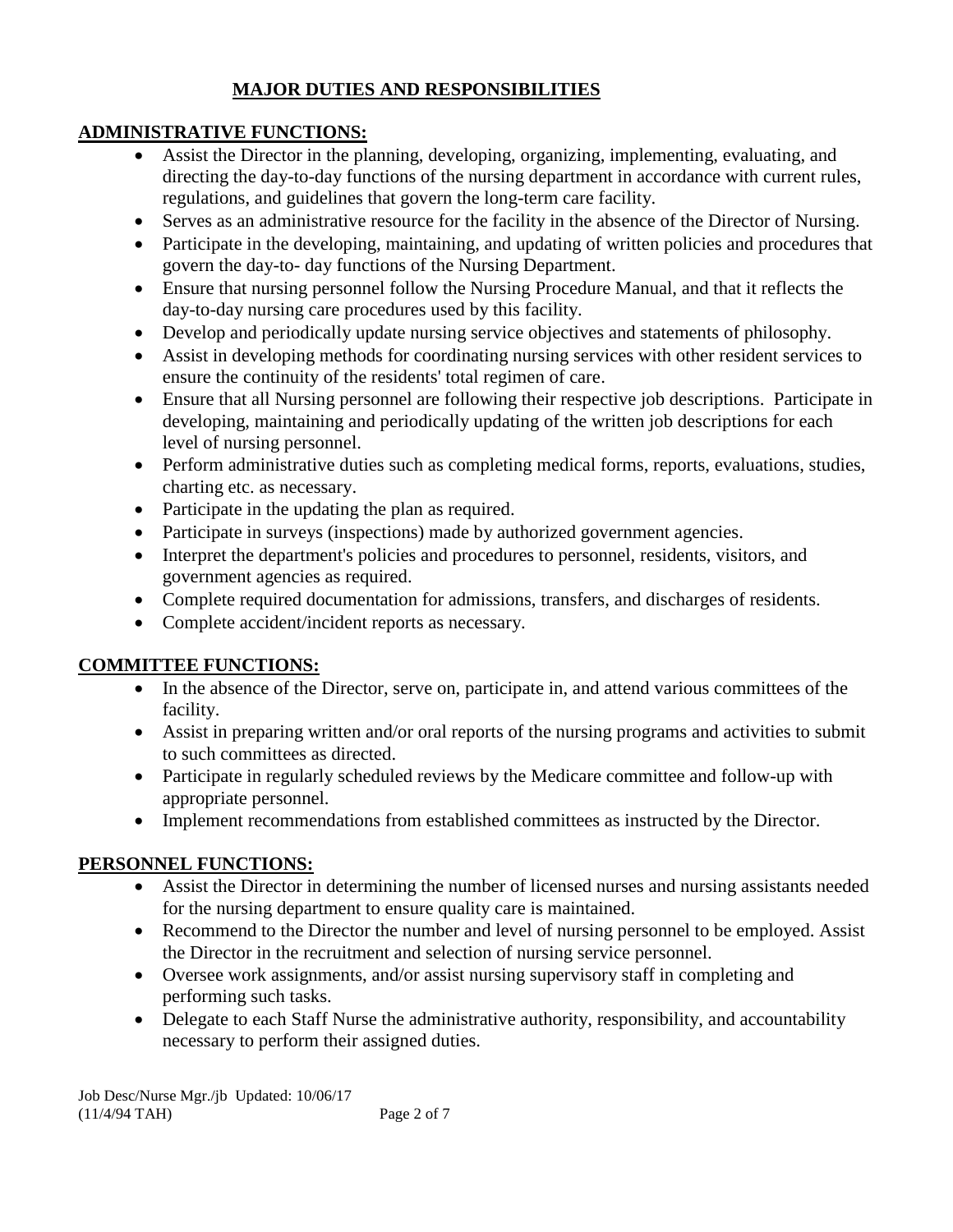## MAJOR DUTIES AND RESPONSIBILITIES

### ADMINISTRATIVE FUNCTIONS:

- Assist the Director in the planning, developing, organizing, implementing, evaluating, and directing the day-to-day functions of the nursing department in accordance with current rules, regulations, and guidelines that govern the long-term care facility.
- Serves as an administrative resource for the facility in the absence of the Director of Nursing.
- Participate in the developing, maintaining, and updating of written policies and procedures that govern the day-to- day functions of the Nursing Department.
- Ensure that nursing personnel follow the Nursing Procedure Manual, and that it reflects the day-to-day nursing care procedures used by this facility.
- Develop and periodically update nursing service objectives and statements of philosophy.
- Assist in developing methods for coordinating nursing services with other resident services to ensure the continuity of the residents' total regimen of care.
- Ensure that all Nursing personnel are following their respective job descriptions. Participate in developing, maintaining and periodically updating of the written job descriptions for each level of nursing personnel.
- Perform administrative duties such as completing medical forms, reports, evaluations, studies, charting etc. as necessary.
- Participate in the updating the plan as required.
- Participate in surveys (inspections) made by authorized government agencies.
- Interpret the department's policies and procedures to personnel, residents, visitors, and government agencies as required.
- Complete required documentation for admissions, transfers, and discharges of residents.
- Complete accident/incident reports as necessary.

### COMMITTEE FUNCTIONS:

- In the absence of the Director, serve on, participate in, and attend various committees of the facility.
- Assist in preparing written and/or oral reports of the nursing programs and activities to submit to such committees as directed.
- Participate in regularly scheduled reviews by the Medicare committee and follow-up with appropriate personnel.
- Implement recommendations from established committees as instructed by the Director.

### PERSONNEL FUNCTIONS:

- Assist the Director in determining the number of licensed nurses and nursing assistants needed for the nursing department to ensure quality care is maintained.
- Recommend to the Director the number and level of nursing personnel to be employed. Assist the Director in the recruitment and selection of nursing service personnel.
- Oversee work assignments, and/or assist nursing supervisory staff in completing and performing such tasks.
- Delegate to each Staff Nurse the administrative authority, responsibility, and accountability necessary to perform their assigned duties.

Job Desc/Nurse Mgr./jb Updated: 10/06/17
(11/4/94 TAH)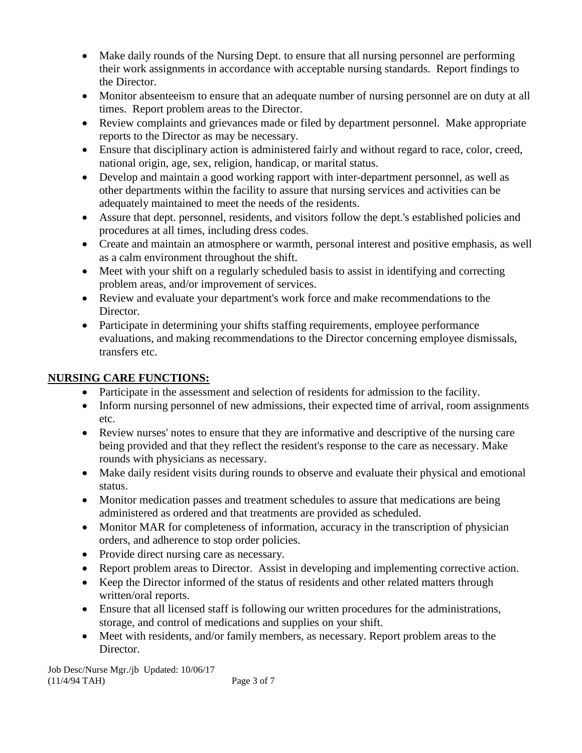- Make daily rounds of the Nursing Dept. to ensure that all nursing personnel are performing their work assignments in accordance with acceptable nursing standards. Report findings to the Director.
- Monitor absenteeism to ensure that an adequate number of nursing personnel are on duty at all times. Report problem areas to the Director.
- Review complaints and grievances made or filed by department personnel. Make appropriate reports to the Director as may be necessary.
- Ensure that disciplinary action is administered fairly and without regard to race, color, creed, national origin, age, sex, religion, handicap, or marital status.
- Develop and maintain a good working rapport with inter-department personnel, as well as other departments within the facility to assure that nursing services and activities can be adequately maintained to meet the needs of the residents.
- Assure that dept. personnel, residents, and visitors follow the dept.'s established policies and procedures at all times, including dress codes.
- Create and maintain an atmosphere or warmth, personal interest and positive emphasis, as well as a calm environment throughout the shift.
- Meet with your shift on a regularly scheduled basis to assist in identifying and correcting problem areas, and/or improvement of services.
- Review and evaluate your department's work force and make recommendations to the Director.
- Participate in determining your shifts staffing requirements, employee performance evaluations, and making recommendations to the Director concerning employee dismissals, transfers etc.

**NURSING CARE FUNCTIONS:**

- Participate in the assessment and selection of residents for admission to the facility.
- Inform nursing personnel of new admissions, their expected time of arrival, room assignments etc.
- Review nurses' notes to ensure that they are informative and descriptive of the nursing care being provided and that they reflect the resident's response to the care as necessary. Make rounds with physicians as necessary.
- Make daily resident visits during rounds to observe and evaluate their physical and emotional status.
- Monitor medication passes and treatment schedules to assure that medications are being administered as ordered and that treatments are provided as scheduled.
- Monitor MAR for completeness of information, accuracy in the transcription of physician orders, and adherence to stop order policies.
- Provide direct nursing care as necessary.
- Report problem areas to Director. Assist in developing and implementing corrective action.
- Keep the Director informed of the status of residents and other related matters through written/oral reports.
- Ensure that all licensed staff is following our written procedures for the administrations, storage, and control of medications and supplies on your shift.
- Meet with residents, and/or family members, as necessary. Report problem areas to the Director.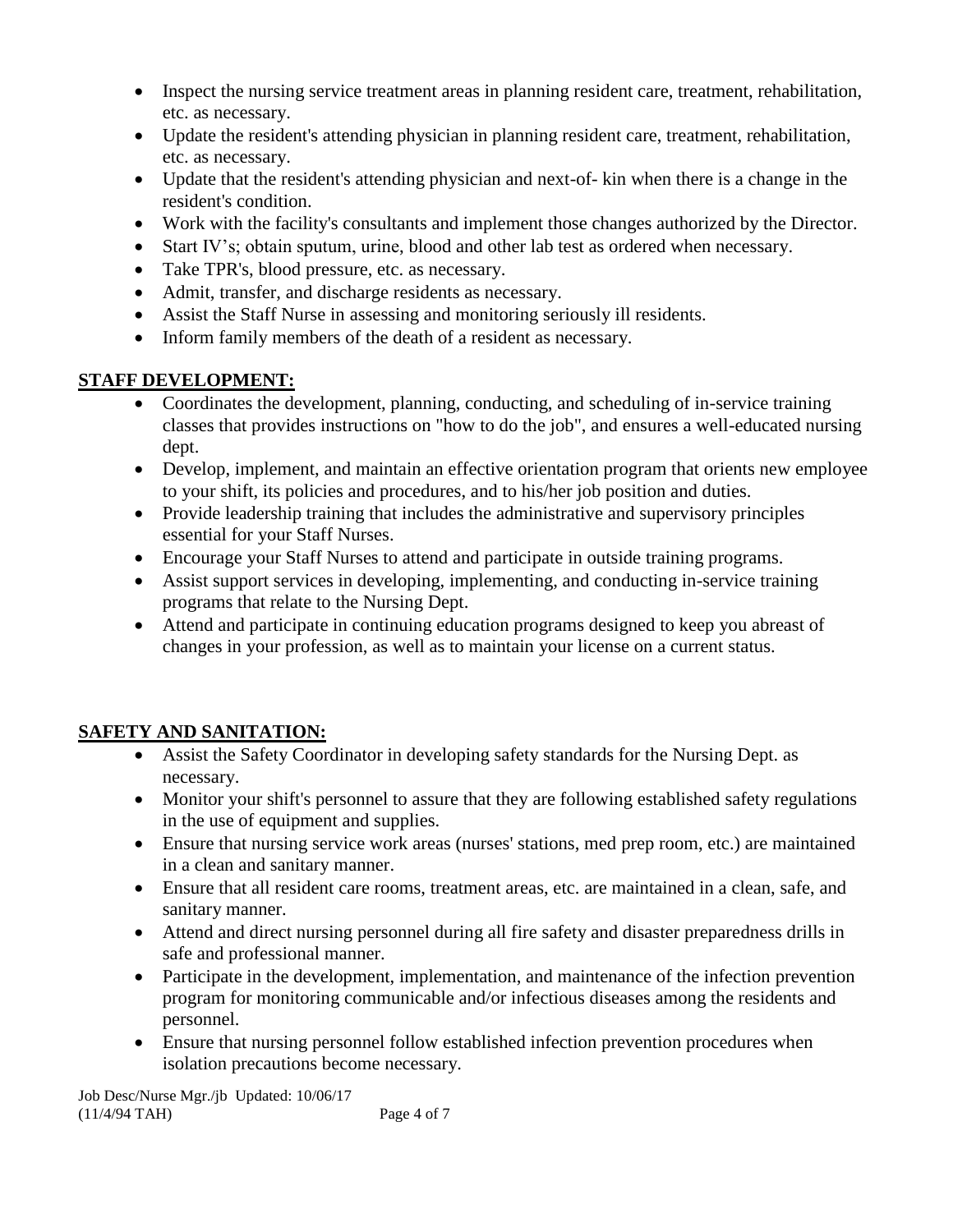- Inspect the nursing service treatment areas in planning resident care, treatment, rehabilitation, etc. as necessary.
- Update the resident's attending physician in planning resident care, treatment, rehabilitation, etc. as necessary.
- Update that the resident's attending physician and next-of- kin when there is a change in the resident's condition.
- Work with the facility's consultants and implement those changes authorized by the Director.
- Start IV's; obtain sputum, urine, blood and other lab test as ordered when necessary.
- Take TPR's, blood pressure, etc. as necessary.
- Admit, transfer, and discharge residents as necessary.
- Assist the Staff Nurse in assessing and monitoring seriously ill residents.
- Inform family members of the death of a resident as necessary.

**STAFF DEVELOPMENT:**

- Coordinates the development, planning, conducting, and scheduling of in-service training classes that provides instructions on "how to do the job", and ensures a well-educated nursing dept.
- Develop, implement, and maintain an effective orientation program that orients new employee to your shift, its policies and procedures, and to his/her job position and duties.
- Provide leadership training that includes the administrative and supervisory principles essential for your Staff Nurses.
- Encourage your Staff Nurses to attend and participate in outside training programs.
- Assist support services in developing, implementing, and conducting in-service training programs that relate to the Nursing Dept.
- Attend and participate in continuing education programs designed to keep you abreast of changes in your profession, as well as to maintain your license on a current status.

**SAFETY AND SANITATION:**

- Assist the Safety Coordinator in developing safety standards for the Nursing Dept. as necessary.
- Monitor your shift's personnel to assure that they are following established safety regulations in the use of equipment and supplies.
- Ensure that nursing service work areas (nurses' stations, med prep room, etc.) are maintained in a clean and sanitary manner.
- Ensure that all resident care rooms, treatment areas, etc. are maintained in a clean, safe, and sanitary manner.
- Attend and direct nursing personnel during all fire safety and disaster preparedness drills in safe and professional manner.
- Participate in the development, implementation, and maintenance of the infection prevention program for monitoring communicable and/or infectious diseases among the residents and personnel.
- Ensure that nursing personnel follow established infection prevention procedures when isolation precautions become necessary.

Job Desc/Nurse Mgr./jb Updated: 10/06/17
(11/4/94 TAH)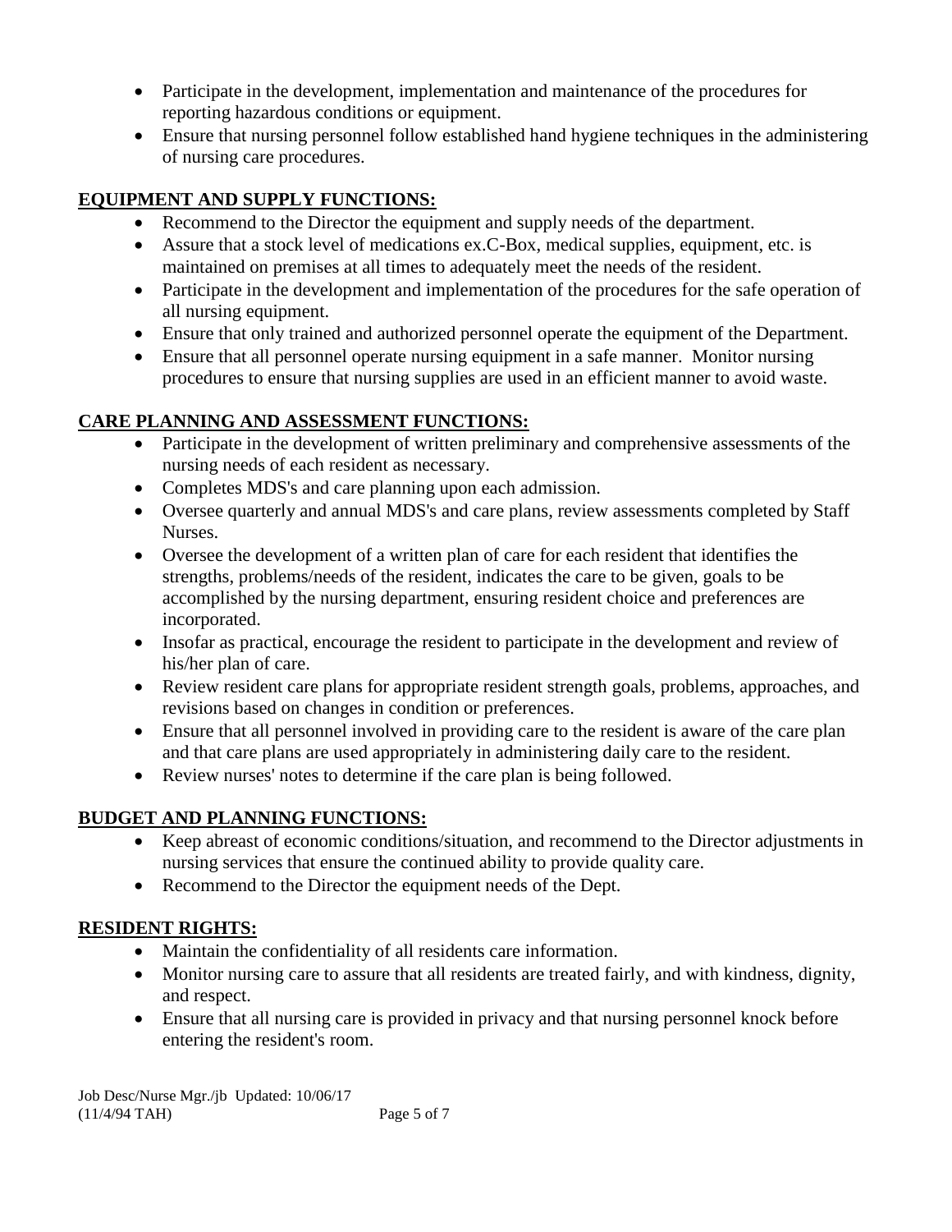- Participate in the development, implementation and maintenance of the procedures for reporting hazardous conditions or equipment.
- Ensure that nursing personnel follow established hand hygiene techniques in the administering of nursing care procedures.

## EQUIPMENT AND SUPPLY FUNCTIONS:

- Recommend to the Director the equipment and supply needs of the department.
- Assure that a stock level of medications ex.C-Box, medical supplies, equipment, etc. is maintained on premises at all times to adequately meet the needs of the resident.
- Participate in the development and implementation of the procedures for the safe operation of all nursing equipment.
- Ensure that only trained and authorized personnel operate the equipment of the Department.
- Ensure that all personnel operate nursing equipment in a safe manner. Monitor nursing procedures to ensure that nursing supplies are used in an efficient manner to avoid waste.

## CARE PLANNING AND ASSESSMENT FUNCTIONS:

- Participate in the development of written preliminary and comprehensive assessments of the nursing needs of each resident as necessary.
- Completes MDS's and care planning upon each admission.
- Oversee quarterly and annual MDS's and care plans, review assessments completed by Staff Nurses.
- Oversee the development of a written plan of care for each resident that identifies the strengths, problems/needs of the resident, indicates the care to be given, goals to be accomplished by the nursing department, ensuring resident choice and preferences are incorporated.
- Insofar as practical, encourage the resident to participate in the development and review of his/her plan of care.
- Review resident care plans for appropriate resident strength goals, problems, approaches, and revisions based on changes in condition or preferences.
- Ensure that all personnel involved in providing care to the resident is aware of the care plan and that care plans are used appropriately in administering daily care to the resident.
- Review nurses' notes to determine if the care plan is being followed.

## BUDGET AND PLANNING FUNCTIONS:

- Keep abreast of economic conditions/situation, and recommend to the Director adjustments in nursing services that ensure the continued ability to provide quality care.
- Recommend to the Director the equipment needs of the Dept.

## RESIDENT RIGHTS:

- Maintain the confidentiality of all residents care information.
- Monitor nursing care to assure that all residents are treated fairly, and with kindness, dignity, and respect.
- Ensure that all nursing care is provided in privacy and that nursing personnel knock before entering the resident's room.

Job Desc/Nurse Mgr./jb Updated: 10/06/17
(11/4/94 TAH)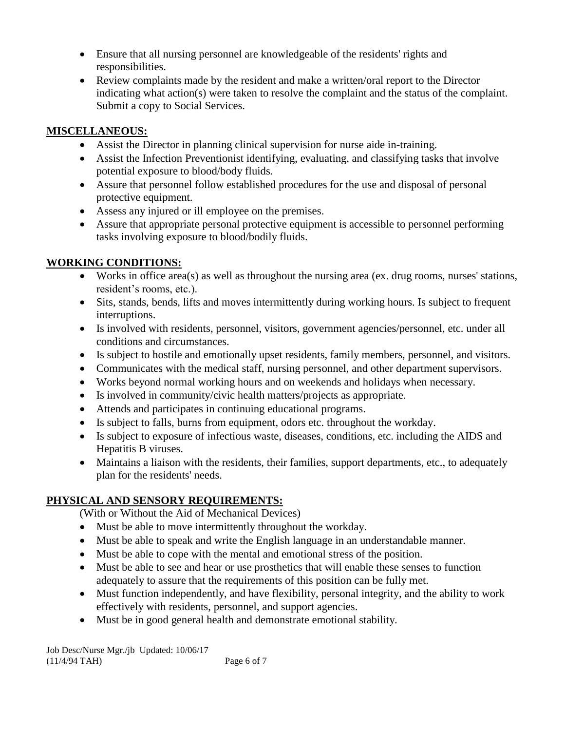- Ensure that all nursing personnel are knowledgeable of the residents' rights and responsibilities.
- Review complaints made by the resident and make a written/oral report to the Director indicating what action(s) were taken to resolve the complaint and the status of the complaint. Submit a copy to Social Services.

**MISCELLANEOUS:**

- Assist the Director in planning clinical supervision for nurse aide in-training.
- Assist the Infection Preventionist identifying, evaluating, and classifying tasks that involve potential exposure to blood/body fluids.
- Assure that personnel follow established procedures for the use and disposal of personal protective equipment.
- Assess any injured or ill employee on the premises.
- Assure that appropriate personal protective equipment is accessible to personnel performing tasks involving exposure to blood/bodily fluids.

**WORKING CONDITIONS:**

- Works in office area(s) as well as throughout the nursing area (ex. drug rooms, nurses' stations, resident's rooms, etc.).
- Sits, stands, bends, lifts and moves intermittently during working hours. Is subject to frequent interruptions.
- Is involved with residents, personnel, visitors, government agencies/personnel, etc. under all conditions and circumstances.
- Is subject to hostile and emotionally upset residents, family members, personnel, and visitors.
- Communicates with the medical staff, nursing personnel, and other department supervisors.
- Works beyond normal working hours and on weekends and holidays when necessary.
- Is involved in community/civic health matters/projects as appropriate.
- Attends and participates in continuing educational programs.
- Is subject to falls, burns from equipment, odors etc. throughout the workday.
- Is subject to exposure of infectious waste, diseases, conditions, etc. including the AIDS and Hepatitis B viruses.
- Maintains a liaison with the residents, their families, support departments, etc., to adequately plan for the residents' needs.

**PHYSICAL AND SENSORY REQUIREMENTS:**

(With or Without the Aid of Mechanical Devices)

- Must be able to move intermittently throughout the workday.
- Must be able to speak and write the English language in an understandable manner.
- Must be able to cope with the mental and emotional stress of the position.
- Must be able to see and hear or use prosthetics that will enable these senses to function adequately to assure that the requirements of this position can be fully met.
- Must function independently, and have flexibility, personal integrity, and the ability to work effectively with residents, personnel, and support agencies.
- Must be in good general health and demonstrate emotional stability.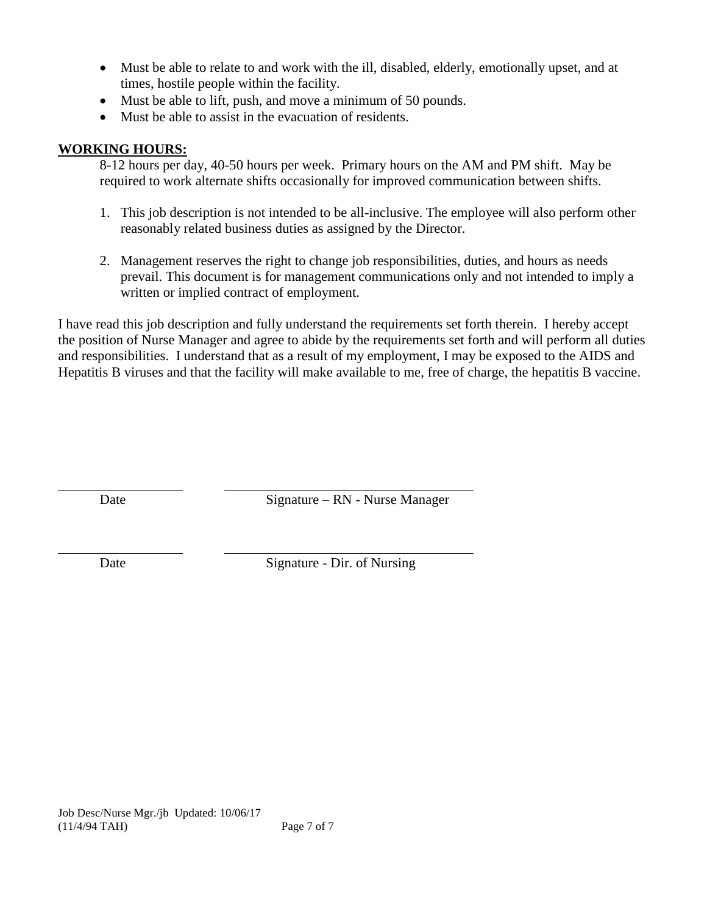- Must be able to relate to and work with the ill, disabled, elderly, emotionally upset, and at times, hostile people within the facility.
- Must be able to lift, push, and move a minimum of 50 pounds.
- Must be able to assist in the evacuation of residents.

**WORKING HOURS:**

8-12 hours per day, 40-50 hours per week. Primary hours on the AM and PM shift. May be required to work alternate shifts occasionally for improved communication between shifts.

1. This job description is not intended to be all-inclusive. The employee will also perform other reasonably related business duties as assigned by the Director.

2. Management reserves the right to change job responsibilities, duties, and hours as needs prevail. This document is for management communications only and not intended to imply a written or implied contract of employment.

I have read this job description and fully understand the requirements set forth therein. I hereby accept the position of Nurse Manager and agree to abide by the requirements set forth and will perform all duties and responsibilities. I understand that as a result of my employment, I may be exposed to the AIDS and Hepatitis B viruses and that the facility will make available to me, free of charge, the hepatitis B vaccine.

\_\_\_\_\_\_\_\_\_\_\_\_\_\_\_\_ \_\_\_\_\_\_\_\_\_\_\_\_\_\_\_\_\_\_\_\_\_\_\_\_\_\_\_\_\_\_\_\_

Date Signature – RN - Nurse Manager

\_\_\_\_\_\_\_\_\_\_\_\_\_\_\_\_ \_\_\_\_\_\_\_\_\_\_\_\_\_\_\_\_\_\_\_\_\_\_\_\_\_\_\_\_\_\_\_\_

Date Signature - Dir. of Nursing

Job Desc/Nurse Mgr./jb Updated: 10/06/17
(11/4/94 TAH)